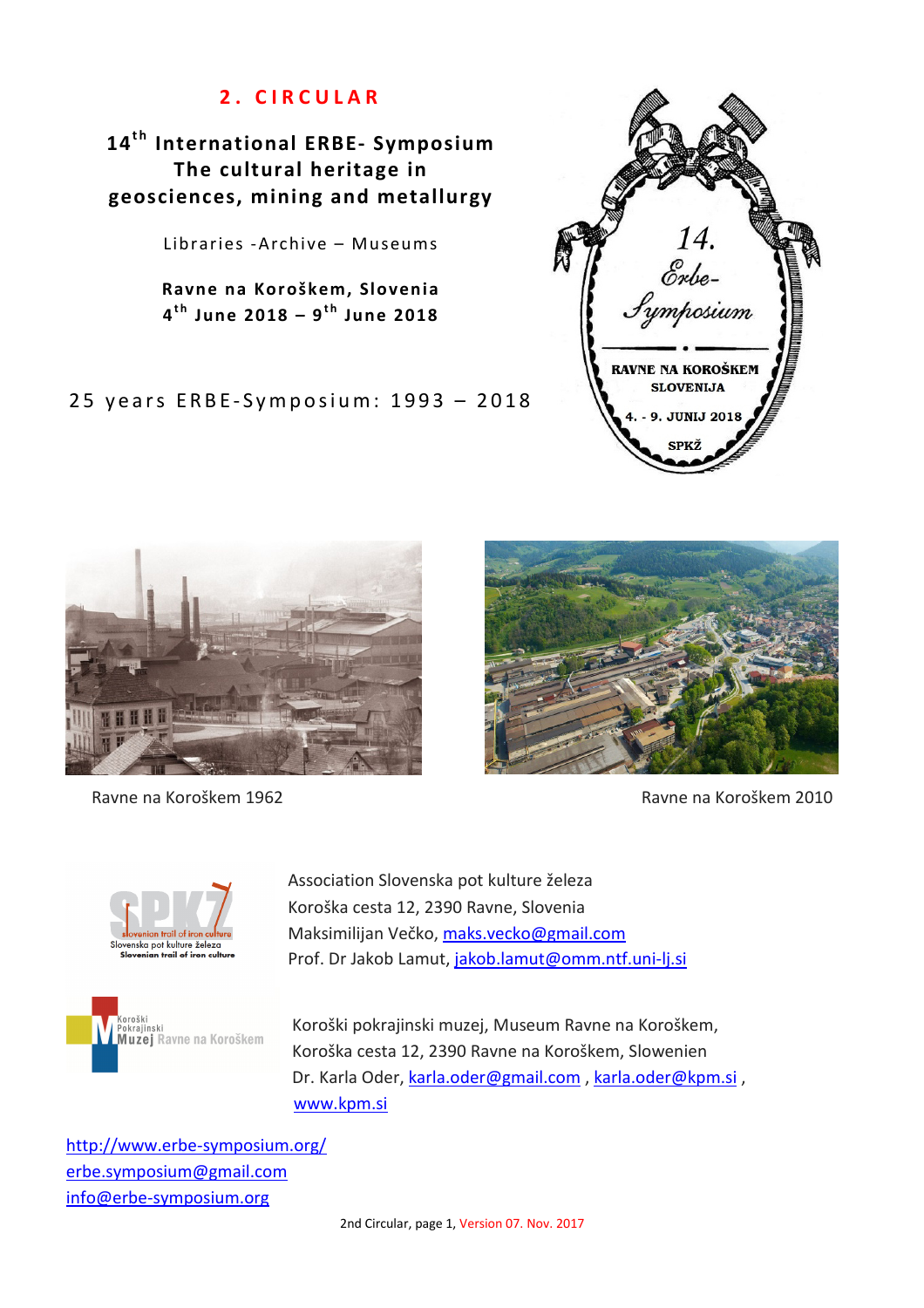# 2. CIRCULAR

## $14^{th}$ International ERBE- Symposium The cultural heritage in geosciences, mining and metallurgy

Libraries -Archive – Museums

**Ravne na Koroškem, Slovenia**
**$4^{th}$ June 2018 – $9^{th}$ June 2018**

25 years ERBE-Symposium: 1993 – 2018

Ravne na Koroškem 1962

Ravne na Koroškem 2010

Association Slovenska pot kulture železa
Koroška cesta 12, 2390 Ravne, Slovenia
Maksimilijan Večko, maks.vecko@gmail.com
Prof. Dr Jakob Lamut, jakob.lamut@omm.ntf.uni-lj.si

Koroški pokrajinski muzej, Museum Ravne na Koroškem,
Koroška cesta 12, 2390 Ravne na Koroškem, Slowenien
Dr. Karla Oder, karla.oder@gmail.com , karla.oder@kpm.si ,
www.kpm.si

http://www.erbe-symposium.org/
erbe.symposium@gmail.com
info@erbe-symposium.org

2nd Circular, page 1, Version 07. Nov. 2017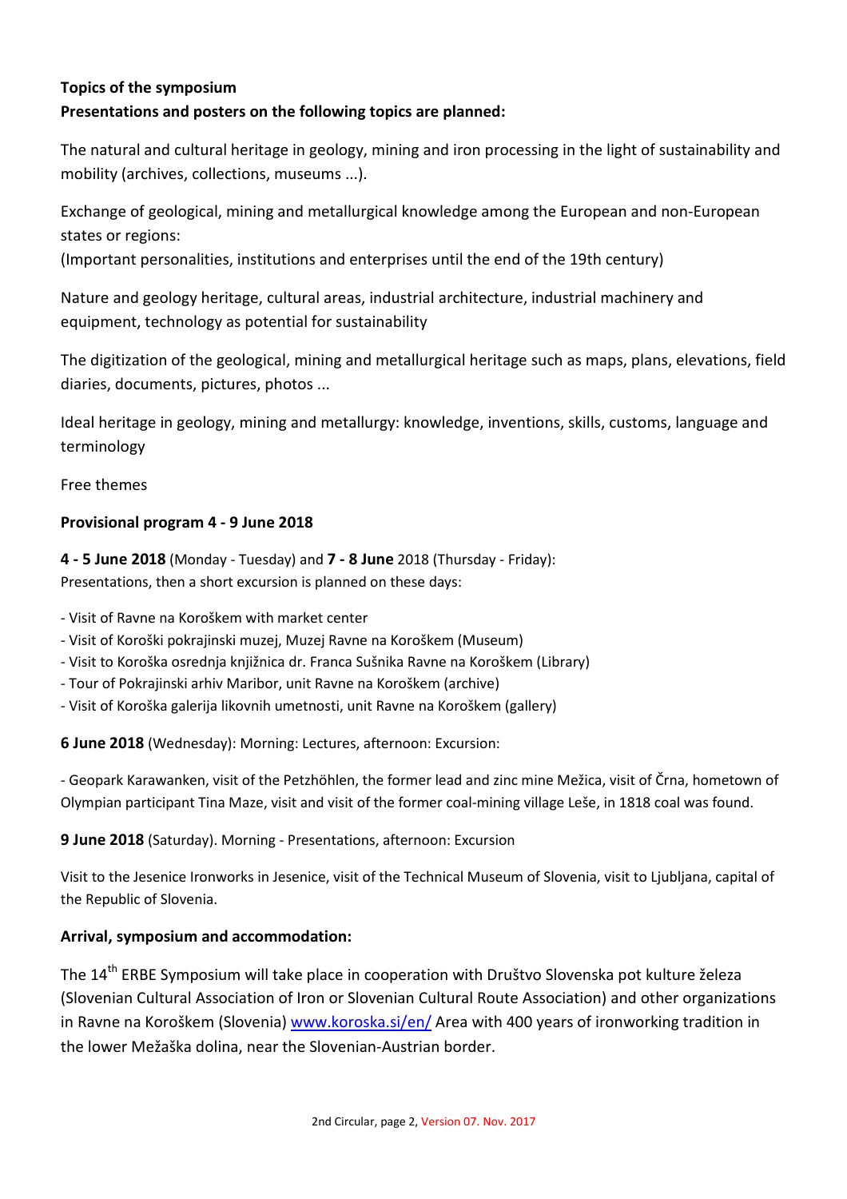**Topics of the symposium**

**Presentations and posters on the following topics are planned:**

The natural and cultural heritage in geology, mining and iron processing in the light of sustainability and mobility (archives, collections, museums ...).

Exchange of geological, mining and metallurgical knowledge among the European and non-European states or regions:
(Important personalities, institutions and enterprises until the end of the 19th century)

Nature and geology heritage, cultural areas, industrial architecture, industrial machinery and equipment, technology as potential for sustainability

The digitization of the geological, mining and metallurgical heritage such as maps, plans, elevations, field diaries, documents, pictures, photos ...

Ideal heritage in geology, mining and metallurgy: knowledge, inventions, skills, customs, language and terminology

Free themes

**Provisional program 4 - 9 June 2018**

**4 - 5 June 2018** (Monday - Tuesday) and **7 - 8 June** 2018 (Thursday - Friday):
Presentations, then a short excursion is planned on these days:

- Visit of Ravne na Koroškem with market center
- Visit of Koroški pokrajinski muzej, Muzej Ravne na Koroškem (Museum)
- Visit to Koroška osrednja knjižnica dr. Franca Sušnika Ravne na Koroškem (Library)
- Tour of Pokrajinski arhiv Maribor, unit Ravne na Koroškem (archive)
- Visit of Koroška galerija likovnih umetnosti, unit Ravne na Koroškem (gallery)

**6 June 2018** (Wednesday): Morning: Lectures, afternoon: Excursion:

- Geopark Karawanken, visit of the Petzhöhlen, the former lead and zinc mine Mežica, visit of Črna, hometown of Olympian participant Tina Maze, visit and visit of the former coal-mining village Leše, in 1818 coal was found.

**9 June 2018** (Saturday). Morning - Presentations, afternoon: Excursion

Visit to the Jesenice Ironworks in Jesenice, visit of the Technical Museum of Slovenia, visit to Ljubljana, capital of the Republic of Slovenia.

**Arrival, symposium and accommodation:**

The 14th ERBE Symposium will take place in cooperation with Društvo Slovenska pot kulture železa (Slovenian Cultural Association of Iron or Slovenian Cultural Route Association) and other organizations in Ravne na Koroškem (Slovenia) www.koroska.si/en/ Area with 400 years of ironworking tradition in the lower Mežaška dolina, near the Slovenian-Austrian border.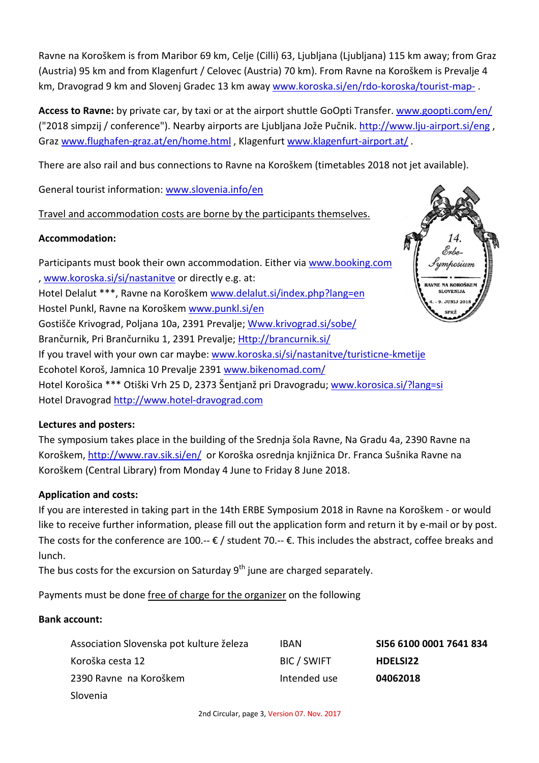Ravne na Koroškem is from Maribor 69 km, Celje (Cilli) 63, Ljubljana (Ljubljana) 115 km away; from Graz (Austria) 95 km and from Klagenfurt / Celovec (Austria) 70 km). From Ravne na Koroškem is Prevalje 4 km, Dravograd 9 km and Slovenj Gradec 13 km away www.koroska.si/en/rdo-koroska/tourist-map- .

**Access to Ravne:** by private car, by taxi or at the airport shuttle GoOpti Transfer. www.goopti.com/en/ ("2018 simpzij / conference"). Nearby airports are Ljubljana Jože Pučnik. http://www.lju-airport.si/eng , Graz www.flughafen-graz.at/en/home.html , Klagenfurt www.klagenfurt-airport.at/ .

There are also rail and bus connections to Ravne na Koroškem (timetables 2018 not jet available).

General tourist information: www.slovenia.info/en

Travel and accommodation costs are borne by the participants themselves.

**Accommodation:**

Participants must book their own accommodation. Either via www.booking.com , www.koroska.si/si/nastanitve or directly e.g. at:
Hotel Delalut \*\*\*, Ravne na Koroškem www.delalut.si/index.php?lang=en
Hostel Punkl, Ravne na Koroškem www.punkl.si/en
Gostišče Krivograd, Poljana 10a, 2391 Prevalje; Www.krivograd.si/sobe/
Brančurnik, Pri Brančurniku 1, 2391 Prevalje; Http://brancurnik.si/
If you travel with your own car maybe: www.koroska.si/si/nastanitve/turisticne-kmetije
Ecohotel Koroš, Jamnica 10 Prevalje 2391 www.bikenomad.com/
Hotel Korošica \*\*\* Otiški Vrh 25 D, 2373 Šentjanž pri Dravogradu; www.korosica.si/?lang=si
Hotel Dravograd http://www.hotel-dravograd.com

14. Erbe-Symposium
RAVNE NA KOROŠKEM SLOVENIJA
4. - 9. JUNIJ 2018
SPKŽ

**Lectures and posters:**
The symposium takes place in the building of the Srednja šola Ravne, Na Gradu 4a, 2390 Ravne na Koroškem, http://www.rav.sik.si/en/ or Koroška osrednja knjižnica Dr. Franca Sušnika Ravne na Koroškem (Central Library) from Monday 4 June to Friday 8 June 2018.

**Application and costs:**
If you are interested in taking part in the 14th ERBE Symposium 2018 in Ravne na Koroškem - or would like to receive further information, please fill out the application form and return it by e-mail or by post.
The costs for the conference are 100.-- € / student 70.-- €. This includes the abstract, coffee breaks and lunch.
The bus costs for the excursion on Saturday 9th june are charged separately.

Payments must be done free of charge for the organizer on the following

**Bank account:**

| | | |
|---|---|---|
| Association Slovenska pot kulture železa | IBAN | **SI56 6100 0001 7641 834** |
| Koroška cesta 12 | BIC / SWIFT | **HDELSI22** |
| 2390 Ravne na Koroškem | Intended use | **04062018** |
| Slovenia | | |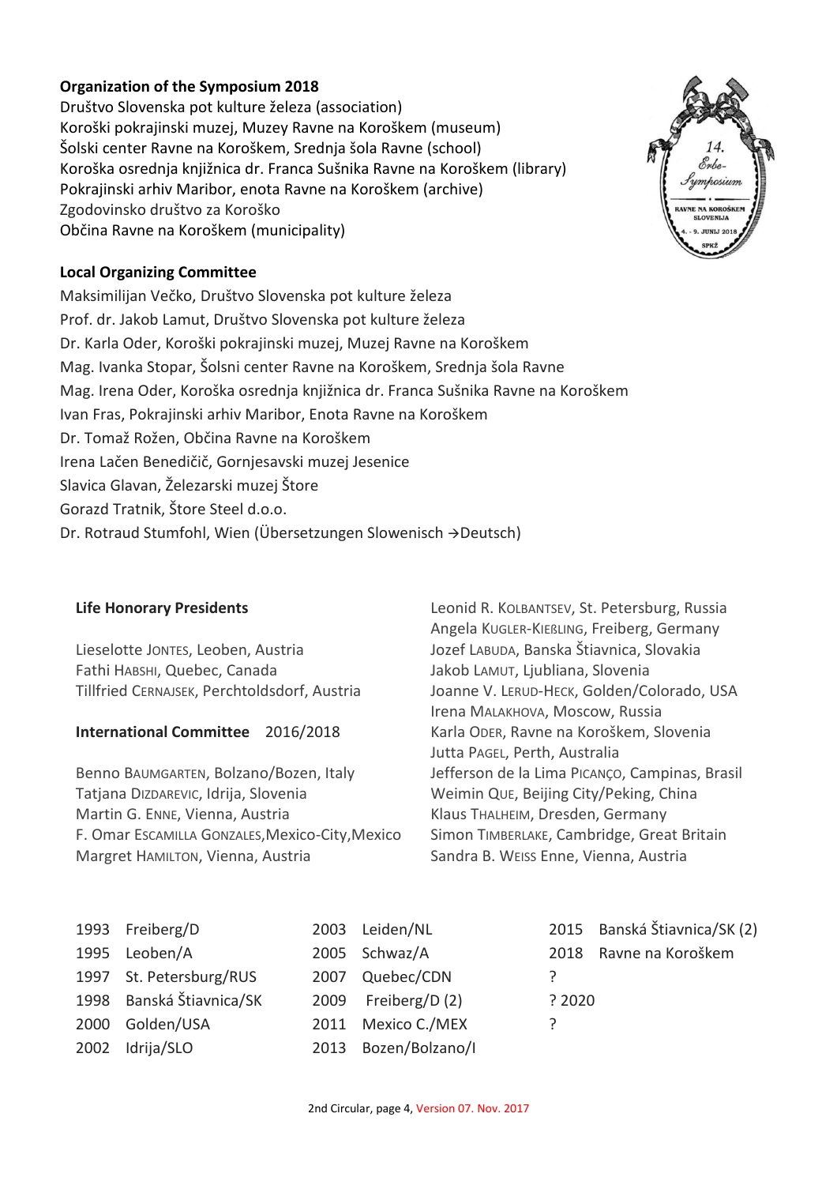**Organization of the Symposium 2018**

Društvo Slovenska pot kulture železa (association)
Koroški pokrajinski muzej, Muzey Ravne na Koroškem (museum)
Šolski center Ravne na Koroškem, Srednja šola Ravne (school)
Koroška osrednja knjižnica dr. Franca Sušnika Ravne na Koroškem (library)
Pokrajinski arhiv Maribor, enota Ravne na Koroškem (archive)
Zgodovinsko društvo za Koroško
Občina Ravne na Koroškem (municipality)

14. Erbe-Symposium
RAVNE NA KOROŠKEM SLOVENIJA
4. - 9. JUNIJ 2018
SPKŽ

**Local Organizing Committee**

Maksimilijan Večko, Društvo Slovenska pot kulture železa
Prof. dr. Jakob Lamut, Društvo Slovenska pot kulture železa
Dr. Karla Oder, Koroški pokrajinski muzej, Muzej Ravne na Koroškem
Mag. Ivanka Stopar, Šolsni center Ravne na Koroškem, Srednja šola Ravne
Mag. Irena Oder, Koroška osrednja knjižnica dr. Franca Sušnika Ravne na Koroškem
Ivan Fras, Pokrajinski arhiv Maribor, Enota Ravne na Koroškem
Dr. Tomaž Rožen, Občina Ravne na Koroškem
Irena Lačen Benedičič, Gornjesavski muzej Jesenice
Slavica Glavan, Železarski muzej Štore
Gorazd Tratnik, Štore Steel d.o.o.
Dr. Rotraud Stumfohl, Wien (Übersetzungen Slowenisch →Deutsch)

**Life Honorary Presidents**

Lieselotte Jontes, Leoben, Austria
Fathi Habshi, Quebec, Canada
Tillfried Cernajsek, Perchtoldsdorf, Austria

**International Committee** 2016/2018

Benno Baumgarten, Bolzano/Bozen, Italy
Tatjana Dizdarevic, Idrija, Slovenia
Martin G. Enne, Vienna, Austria
F. Omar Escamilla Gonzales, Mexico-City, Mexico
Margret Hamilton, Vienna, Austria
Leonid R. Kolbantsev, St. Petersburg, Russia
Angela Kugler-Kießling, Freiberg, Germany
Jozef Labuda, Banska Štiavnica, Slovakia
Jakob Lamut, Ljubliana, Slovenia
Joanne V. Lerud-Heck, Golden/Colorado, USA
Irena Malakhova, Moscow, Russia
Karla Oder, Ravne na Koroškem, Slovenia
Jutta Pagel, Perth, Australia
Jefferson de la Lima Picanço, Campinas, Brasil
Weimin Que, Beijing City/Peking, China
Klaus Thalheim, Dresden, Germany
Simon Timberlake, Cambridge, Great Britain
Sandra B. Weiss Enne, Vienna, Austria

| | | | | | |
|---|---|---|---|---|---|
| 1993 | Freiberg/D | 2003 | Leiden/NL | 2015 | Banská Štiavnica/SK (2) |
| 1995 | Leoben/A | 2005 | Schwaz/A | 2018 | Ravne na Koroškem |
| 1997 | St. Petersburg/RUS | 2007 | Quebec/CDN | ? | |
| 1998 | Banská Štiavnica/SK | 2009 | Freiberg/D (2) | ? 2020 | |
| 2000 | Golden/USA | 2011 | Mexico C./MEX | ? | |
| 2002 | Idrija/SLO | 2013 | Bozen/Bolzano/I | | |

2nd Circular, page 4, Version 07. Nov. 2017